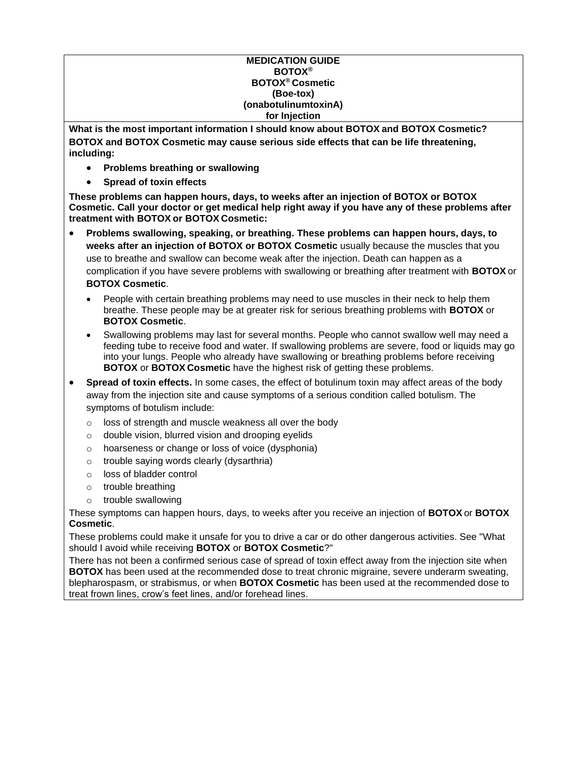**MEDICATION GUIDE**
**BOTOX®**
**BOTOX® Cosmetic**
**(Boe-tox)**
**(onabotulinumtoxinA)**
**for Injection**

**What is the most important information I should know about BOTOX and BOTOX Cosmetic?**

**BOTOX and BOTOX Cosmetic may cause serious side effects that can be life threatening, including:**

- **Problems breathing or swallowing**
- **Spread of toxin effects**

**These problems can happen hours, days, to weeks after an injection of BOTOX or BOTOX Cosmetic. Call your doctor or get medical help right away if you have any of these problems after treatment with BOTOX or BOTOX Cosmetic:**

- **Problems swallowing, speaking, or breathing. These problems can happen hours, days, to weeks after an injection of BOTOX or BOTOX Cosmetic** usually because the muscles that you use to breathe and swallow can become weak after the injection. Death can happen as a complication if you have severe problems with swallowing or breathing after treatment with **BOTOX** or **BOTOX Cosmetic**.
  - People with certain breathing problems may need to use muscles in their neck to help them breathe. These people may be at greater risk for serious breathing problems with **BOTOX** or **BOTOX Cosmetic**.
  - Swallowing problems may last for several months. People who cannot swallow well may need a feeding tube to receive food and water. If swallowing problems are severe, food or liquids may go into your lungs. People who already have swallowing or breathing problems before receiving **BOTOX** or **BOTOX Cosmetic** have the highest risk of getting these problems.
- **Spread of toxin effects.** In some cases, the effect of botulinum toxin may affect areas of the body away from the injection site and cause symptoms of a serious condition called botulism. The symptoms of botulism include:
  - loss of strength and muscle weakness all over the body
  - double vision, blurred vision and drooping eyelids
  - hoarseness or change or loss of voice (dysphonia)
  - trouble saying words clearly (dysarthria)
  - loss of bladder control
  - trouble breathing
  - trouble swallowing

These symptoms can happen hours, days, to weeks after you receive an injection of **BOTOX** or **BOTOX Cosmetic**.

These problems could make it unsafe for you to drive a car or do other dangerous activities. See "What should I avoid while receiving **BOTOX** or **BOTOX Cosmetic**?"

There has not been a confirmed serious case of spread of toxin effect away from the injection site when **BOTOX** has been used at the recommended dose to treat chronic migraine, severe underarm sweating, blepharospasm, or strabismus, or when **BOTOX Cosmetic** has been used at the recommended dose to treat frown lines, crow's feet lines, and/or forehead lines.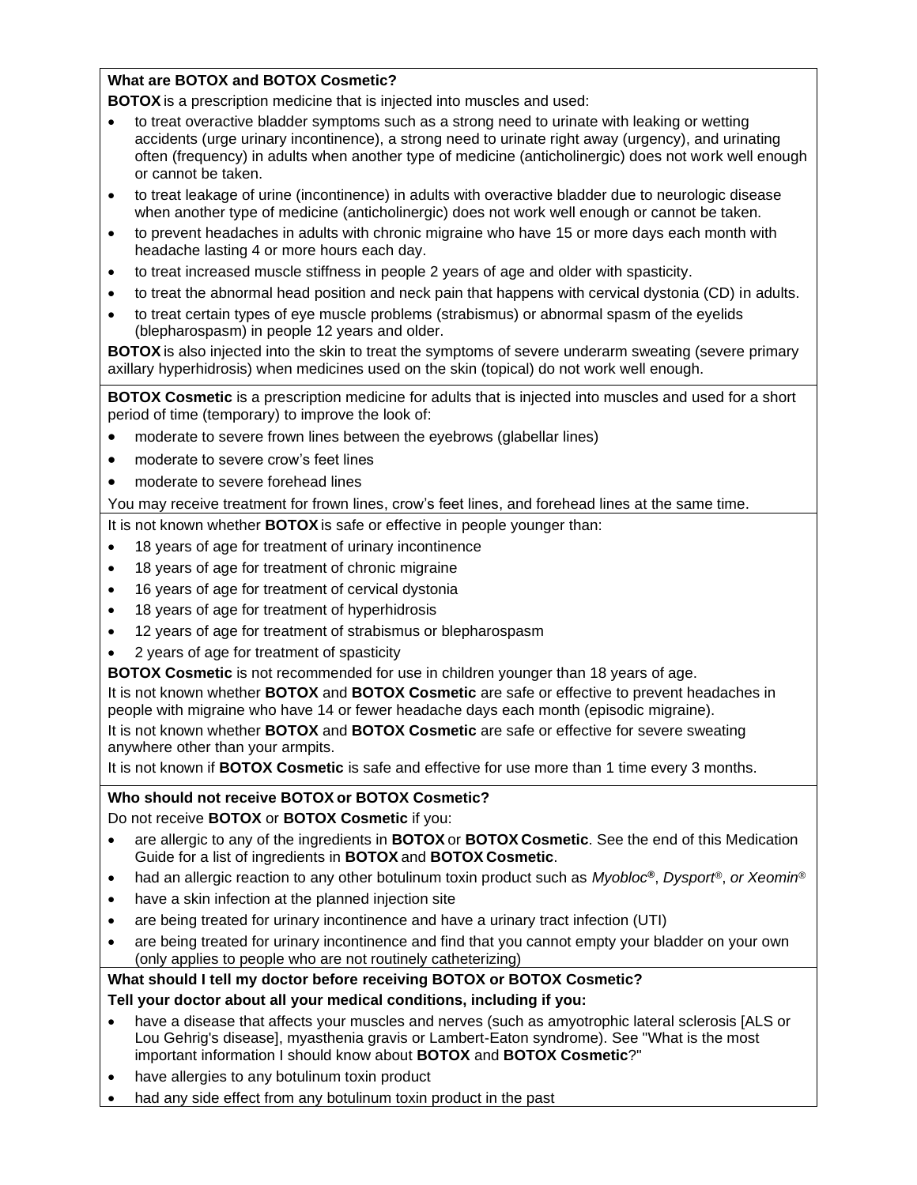**What are BOTOX and BOTOX Cosmetic?**

**BOTOX** is a prescription medicine that is injected into muscles and used:

- to treat overactive bladder symptoms such as a strong need to urinate with leaking or wetting accidents (urge urinary incontinence), a strong need to urinate right away (urgency), and urinating often (frequency) in adults when another type of medicine (anticholinergic) does not work well enough or cannot be taken.
- to treat leakage of urine (incontinence) in adults with overactive bladder due to neurologic disease when another type of medicine (anticholinergic) does not work well enough or cannot be taken.
- to prevent headaches in adults with chronic migraine who have 15 or more days each month with headache lasting 4 or more hours each day.
- to treat increased muscle stiffness in people 2 years of age and older with spasticity.
- to treat the abnormal head position and neck pain that happens with cervical dystonia (CD) in adults.
- to treat certain types of eye muscle problems (strabismus) or abnormal spasm of the eyelids (blepharospasm) in people 12 years and older.

**BOTOX** is also injected into the skin to treat the symptoms of severe underarm sweating (severe primary axillary hyperhidrosis) when medicines used on the skin (topical) do not work well enough.

**BOTOX Cosmetic** is a prescription medicine for adults that is injected into muscles and used for a short period of time (temporary) to improve the look of:

- moderate to severe frown lines between the eyebrows (glabellar lines)
- moderate to severe crow's feet lines
- moderate to severe forehead lines

You may receive treatment for frown lines, crow's feet lines, and forehead lines at the same time.

It is not known whether **BOTOX** is safe or effective in people younger than:

- 18 years of age for treatment of urinary incontinence
- 18 years of age for treatment of chronic migraine
- 16 years of age for treatment of cervical dystonia
- 18 years of age for treatment of hyperhidrosis
- 12 years of age for treatment of strabismus or blepharospasm
- 2 years of age for treatment of spasticity

**BOTOX Cosmetic** is not recommended for use in children younger than 18 years of age.

It is not known whether **BOTOX** and **BOTOX Cosmetic** are safe or effective to prevent headaches in people with migraine who have 14 or fewer headache days each month (episodic migraine).

It is not known whether **BOTOX** and **BOTOX Cosmetic** are safe or effective for severe sweating anywhere other than your armpits.

It is not known if **BOTOX Cosmetic** is safe and effective for use more than 1 time every 3 months.

**Who should not receive BOTOX or BOTOX Cosmetic?**

Do not receive **BOTOX** or **BOTOX Cosmetic** if you:

- are allergic to any of the ingredients in **BOTOX** or **BOTOX Cosmetic**. See the end of this Medication Guide for a list of ingredients in **BOTOX** and **BOTOX Cosmetic**.
- had an allergic reaction to any other botulinum toxin product such as *Myobloc®*, *Dysport®*, *or Xeomin®*
- have a skin infection at the planned injection site
- are being treated for urinary incontinence and have a urinary tract infection (UTI)
- are being treated for urinary incontinence and find that you cannot empty your bladder on your own (only applies to people who are not routinely catheterizing)

**What should I tell my doctor before receiving BOTOX or BOTOX Cosmetic?**

**Tell your doctor about all your medical conditions, including if you:**

- have a disease that affects your muscles and nerves (such as amyotrophic lateral sclerosis [ALS or Lou Gehrig's disease], myasthenia gravis or Lambert-Eaton syndrome). See "What is the most important information I should know about **BOTOX** and **BOTOX Cosmetic**?"
- have allergies to any botulinum toxin product
- had any side effect from any botulinum toxin product in the past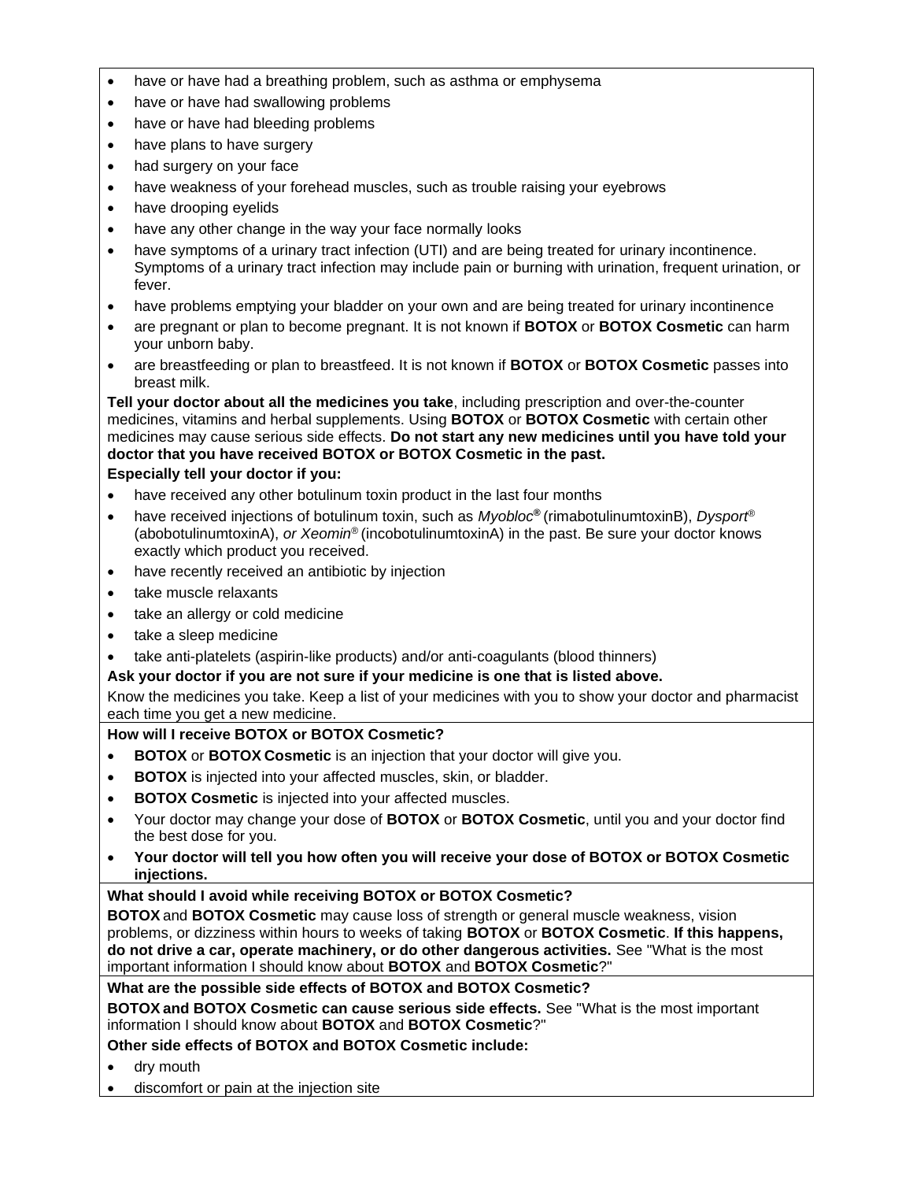- have or have had a breathing problem, such as asthma or emphysema
- have or have had swallowing problems
- have or have had bleeding problems
- have plans to have surgery
- had surgery on your face
- have weakness of your forehead muscles, such as trouble raising your eyebrows
- have drooping eyelids
- have any other change in the way your face normally looks
- have symptoms of a urinary tract infection (UTI) and are being treated for urinary incontinence. Symptoms of a urinary tract infection may include pain or burning with urination, frequent urination, or fever.
- have problems emptying your bladder on your own and are being treated for urinary incontinence
- are pregnant or plan to become pregnant. It is not known if **BOTOX** or **BOTOX Cosmetic** can harm your unborn baby.
- are breastfeeding or plan to breastfeed. It is not known if **BOTOX** or **BOTOX Cosmetic** passes into breast milk.

**Tell your doctor about all the medicines you take**, including prescription and over-the-counter medicines, vitamins and herbal supplements. Using **BOTOX** or **BOTOX Cosmetic** with certain other medicines may cause serious side effects. **Do not start any new medicines until you have told your doctor that you have received BOTOX or BOTOX Cosmetic in the past.**

**Especially tell your doctor if you:**

- have received any other botulinum toxin product in the last four months
- have received injections of botulinum toxin, such as *Myobloc*® (rimabotulinumtoxinB), *Dysport*® (abobotulinumtoxinA), *or Xeomin*® (incobotulinumtoxinA) in the past. Be sure your doctor knows exactly which product you received.
- have recently received an antibiotic by injection
- take muscle relaxants
- take an allergy or cold medicine
- take a sleep medicine
- take anti-platelets (aspirin-like products) and/or anti-coagulants (blood thinners)

**Ask your doctor if you are not sure if your medicine is one that is listed above.**

Know the medicines you take. Keep a list of your medicines with you to show your doctor and pharmacist each time you get a new medicine.

**How will I receive BOTOX or BOTOX Cosmetic?**

- **BOTOX** or **BOTOX Cosmetic** is an injection that your doctor will give you.
- **BOTOX** is injected into your affected muscles, skin, or bladder.
- **BOTOX Cosmetic** is injected into your affected muscles.
- Your doctor may change your dose of **BOTOX** or **BOTOX Cosmetic**, until you and your doctor find the best dose for you.
- **Your doctor will tell you how often you will receive your dose of BOTOX or BOTOX Cosmetic injections.**

**What should I avoid while receiving BOTOX or BOTOX Cosmetic?**

**BOTOX** and **BOTOX Cosmetic** may cause loss of strength or general muscle weakness, vision problems, or dizziness within hours to weeks of taking **BOTOX** or **BOTOX Cosmetic**. **If this happens, do not drive a car, operate machinery, or do other dangerous activities.** See "What is the most important information I should know about **BOTOX** and **BOTOX Cosmetic**?"

**What are the possible side effects of BOTOX and BOTOX Cosmetic?**

**BOTOX and BOTOX Cosmetic can cause serious side effects.** See "What is the most important information I should know about **BOTOX** and **BOTOX Cosmetic**?"

**Other side effects of BOTOX and BOTOX Cosmetic include:**

- dry mouth
- discomfort or pain at the injection site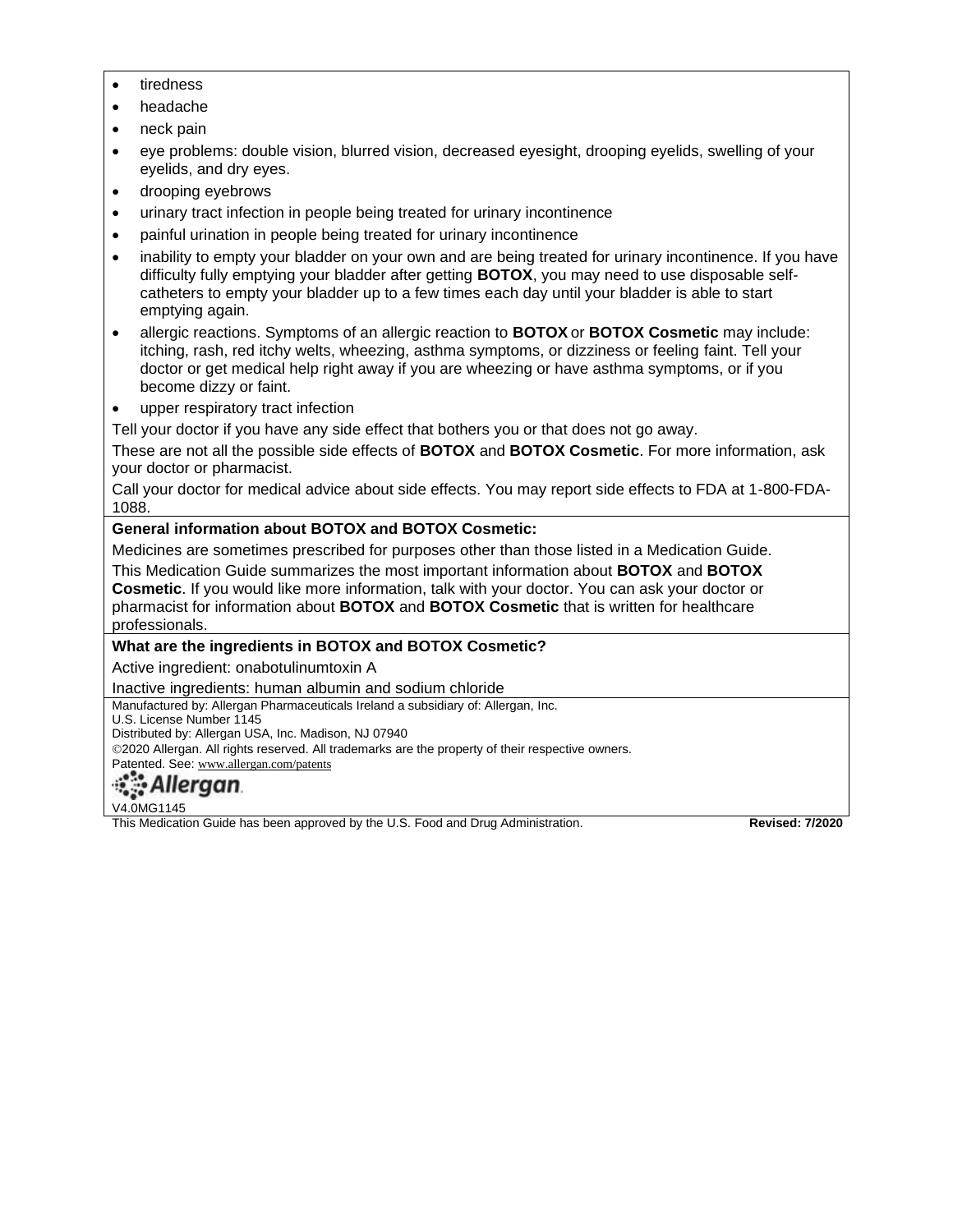- tiredness
- headache
- neck pain
- eye problems: double vision, blurred vision, decreased eyesight, drooping eyelids, swelling of your eyelids, and dry eyes.
- drooping eyebrows
- urinary tract infection in people being treated for urinary incontinence
- painful urination in people being treated for urinary incontinence
- inability to empty your bladder on your own and are being treated for urinary incontinence. If you have difficulty fully emptying your bladder after getting **BOTOX**, you may need to use disposable self-catheters to empty your bladder up to a few times each day until your bladder is able to start emptying again.
- allergic reactions. Symptoms of an allergic reaction to **BOTOX** or **BOTOX Cosmetic** may include: itching, rash, red itchy welts, wheezing, asthma symptoms, or dizziness or feeling faint. Tell your doctor or get medical help right away if you are wheezing or have asthma symptoms, or if you become dizzy or faint.
- upper respiratory tract infection

Tell your doctor if you have any side effect that bothers you or that does not go away.

These are not all the possible side effects of **BOTOX** and **BOTOX Cosmetic**. For more information, ask your doctor or pharmacist.

Call your doctor for medical advice about side effects. You may report side effects to FDA at 1-800-FDA-1088.

**General information about BOTOX and BOTOX Cosmetic:**

Medicines are sometimes prescribed for purposes other than those listed in a Medication Guide.

This Medication Guide summarizes the most important information about **BOTOX** and **BOTOX Cosmetic**. If you would like more information, talk with your doctor. You can ask your doctor or pharmacist for information about **BOTOX** and **BOTOX Cosmetic** that is written for healthcare professionals.

**What are the ingredients in BOTOX and BOTOX Cosmetic?**

Active ingredient: onabotulinumtoxin A

Inactive ingredients: human albumin and sodium chloride

Manufactured by: Allergan Pharmaceuticals Ireland a subsidiary of: Allergan, Inc.
U.S. License Number 1145
Distributed by: Allergan USA, Inc. Madison, NJ 07940
©2020 Allergan. All rights reserved. All trademarks are the property of their respective owners.
Patented. See: www.allergan.com/patents

Allergan

V4.0MG1145

This Medication Guide has been approved by the U.S. Food and Drug Administration. **Revised: 7/2020**